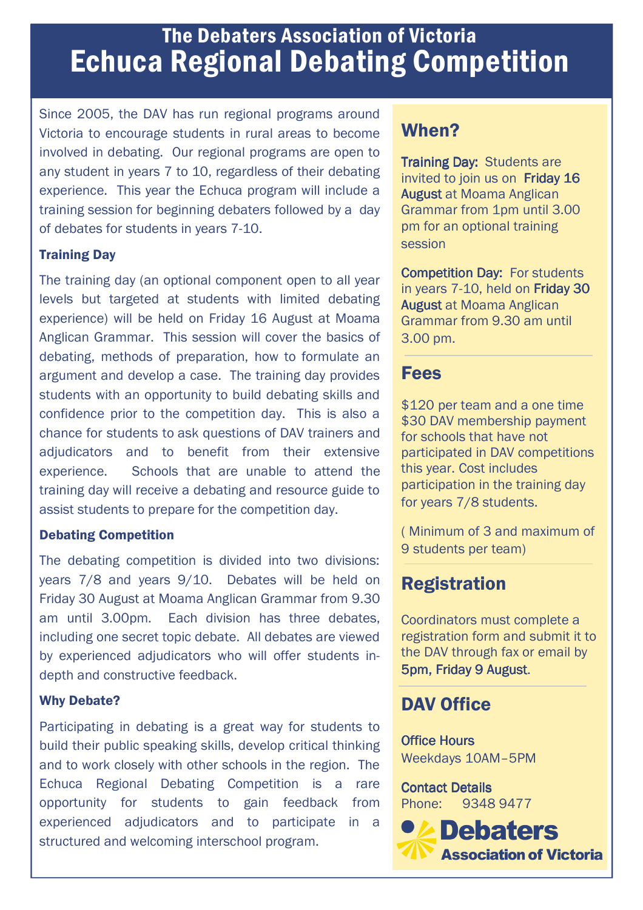# The Debaters Association of Victoria

# Echuca Regional Debating Competition

Since 2005, the DAV has run regional programs around Victoria to encourage students in rural areas to become involved in debating. Our regional programs are open to any student in years 7 to 10, regardless of their debating experience. This year the Echuca program will include a training session for beginning debaters followed by a day of debates for students in years 7-10.

### Training Day

The training day (an optional component open to all year levels but targeted at students with limited debating experience) will be held on Friday 16 August at Moama Anglican Grammar. This session will cover the basics of debating, methods of preparation, how to formulate an argument and develop a case. The training day provides students with an opportunity to build debating skills and confidence prior to the competition day. This is also a chance for students to ask questions of DAV trainers and adjudicators and to benefit from their extensive experience. Schools that are unable to attend the training day will receive a debating and resource guide to assist students to prepare for the competition day.

### Debating Competition

The debating competition is divided into two divisions: years 7/8 and years 9/10. Debates will be held on Friday 30 August at Moama Anglican Grammar from 9.30 am until 3.00pm. Each division has three debates, including one secret topic debate. All debates are viewed by experienced adjudicators who will offer students in-depth and constructive feedback.

### Why Debate?

Participating in debating is a great way for students to build their public speaking skills, develop critical thinking and to work closely with other schools in the region. The Echuca Regional Debating Competition is a rare opportunity for students to gain feedback from experienced adjudicators and to participate in a structured and welcoming interschool program.

## When?

**Training Day:** Students are invited to join us on **Friday 16 August** at Moama Anglican Grammar from 1pm until 3.00 pm for an optional training session

**Competition Day:** For students in years 7-10, held on **Friday 30 August** at Moama Anglican Grammar from 9.30 am until 3.00 pm.

## Fees

$120 per team and a one time $30 DAV membership payment for schools that have not participated in DAV competitions this year. Cost includes participation in the training day for years 7/8 students.

( Minimum of 3 and maximum of 9 students per team)

## Registration

Coordinators must complete a registration form and submit it to the DAV through fax or email by **5pm, Friday 9 August**.

## DAV Office

**Office Hours**
Weekdays 10AM–5PM

**Contact Details**
Phone: 9348 9477

Debaters Association of Victoria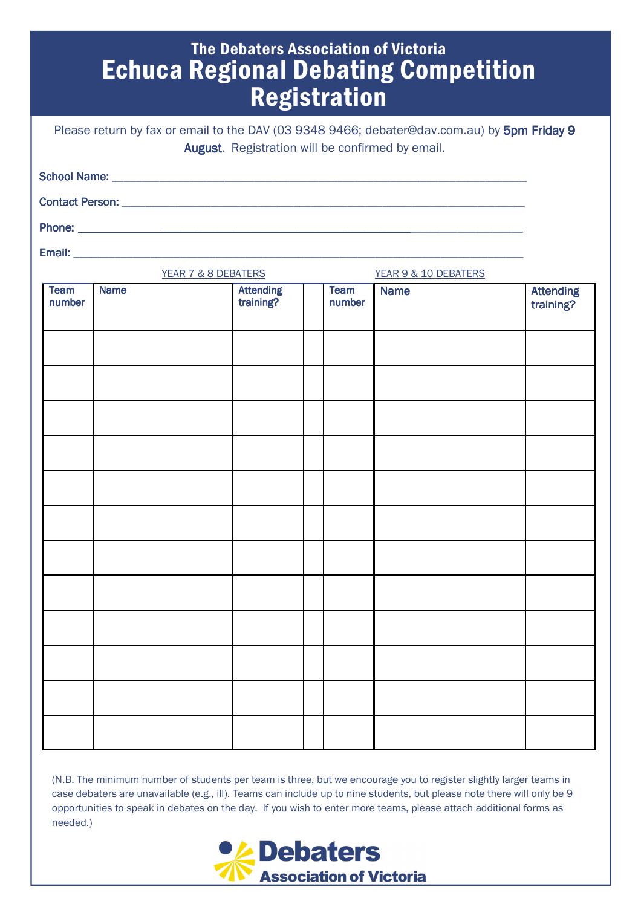The Debaters Association of Victoria

# Echuca Regional Debating Competition Registration

Please return by fax or email to the DAV (03 9348 9466; debater@dav.com.au) by **5pm Friday 9 August**. Registration will be confirmed by email.

School Name: ____________________________________________________________

Contact Person: __________________________________________________________

Phone: _________________________________________________________________

Email: __________________________________________________________________

| YEAR 7 & 8 DEBATERS | | | | YEAR 9 & 10 DEBATERS | | |
|---|---|---|---|---|---|---|
| Team number | Name | Attending training? | | Team number | Name | Attending training? |
| | | | | | | |
| | | | | | | |
| | | | | | | |
| | | | | | | |
| | | | | | | |
| | | | | | | |
| | | | | | | |
| | | | | | | |
| | | | | | | |
| | | | | | | |
| | | | | | | |
| | | | | | | |

(N.B. The minimum number of students per team is three, but we encourage you to register slightly larger teams in case debaters are unavailable (e.g., ill). Teams can include up to nine students, but please note there will only be 9 opportunities to speak in debates on the day. If you wish to enter more teams, please attach additional forms as needed.)

Debaters Association of Victoria